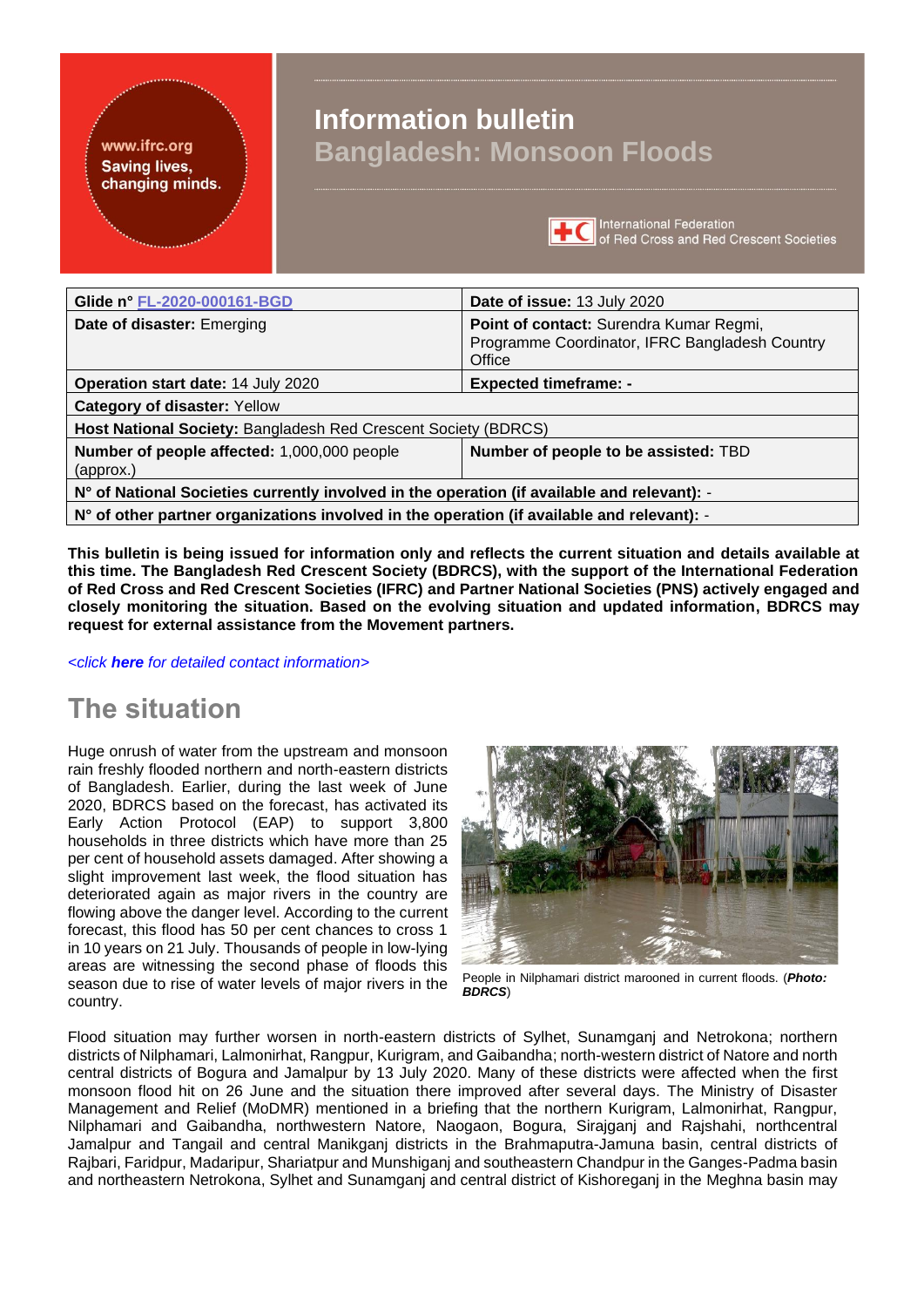# Information bulletin

## Bangladesh: Monsoon Floods

| Glide n° FL-2020-000161-BGD | Date of issue: 13 July 2020 |
|---|---|
| **Date of disaster:** Emerging | **Point of contact:** Surendra Kumar Regmi, Programme Coordinator, IFRC Bangladesh Country Office |
| **Operation start date:** 14 July 2020 | **Expected timeframe:** - |
| **Category of disaster:** Yellow | |
| **Host National Society:** Bangladesh Red Crescent Society (BDRCS) | |
| **Number of people affected:** 1,000,000 people (approx.) | **Number of people to be assisted:** TBD |
| **N° of National Societies currently involved in the operation (if available and relevant):** - | |
| **N° of other partner organizations involved in the operation (if available and relevant):** - | |

**This bulletin is being issued for information only and reflects the current situation and details available at this time. The Bangladesh Red Crescent Society (BDRCS), with the support of the International Federation of Red Cross and Red Crescent Societies (IFRC) and Partner National Societies (PNS) actively engaged and closely monitoring the situation. Based on the evolving situation and updated information, BDRCS may request for external assistance from the Movement partners.**

*<click **here** for detailed contact information>*

## The situation

Huge onrush of water from the upstream and monsoon rain freshly flooded northern and north-eastern districts of Bangladesh. Earlier, during the last week of June 2020, BDRCS based on the forecast, has activated its Early Action Protocol (EAP) to support 3,800 households in three districts which have more than 25 per cent of household assets damaged. After showing a slight improvement last week, the flood situation has deteriorated again as major rivers in the country are flowing above the danger level. According to the current forecast, this flood has 50 per cent chances to cross 1 in 10 years on 21 July. Thousands of people in low-lying areas are witnessing the second phase of floods this season due to rise of water levels of major rivers in the country.

People in Nilphamari district marooned in current floods. (*Photo: **BDRCS***)

Flood situation may further worsen in north-eastern districts of Sylhet, Sunamganj and Netrokona; northern districts of Nilphamari, Lalmonirhat, Rangpur, Kurigram, and Gaibandha; north-western district of Natore and north central districts of Bogura and Jamalpur by 13 July 2020. Many of these districts were affected when the first monsoon flood hit on 26 June and the situation there improved after several days. The Ministry of Disaster Management and Relief (MoDMR) mentioned in a briefing that the northern Kurigram, Lalmonirhat, Rangpur, Nilphamari and Gaibandha, northwestern Natore, Naogaon, Bogura, Sirajganj and Rajshahi, northcentral Jamalpur and Tangail and central Manikganj districts in the Brahmaputra-Jamuna basin, central districts of Rajbari, Faridpur, Madaripur, Shariatpur and Munshiganj and southeastern Chandpur in the Ganges-Padma basin and northeastern Netrokona, Sylhet and Sunamganj and central district of Kishoreganj in the Meghna basin may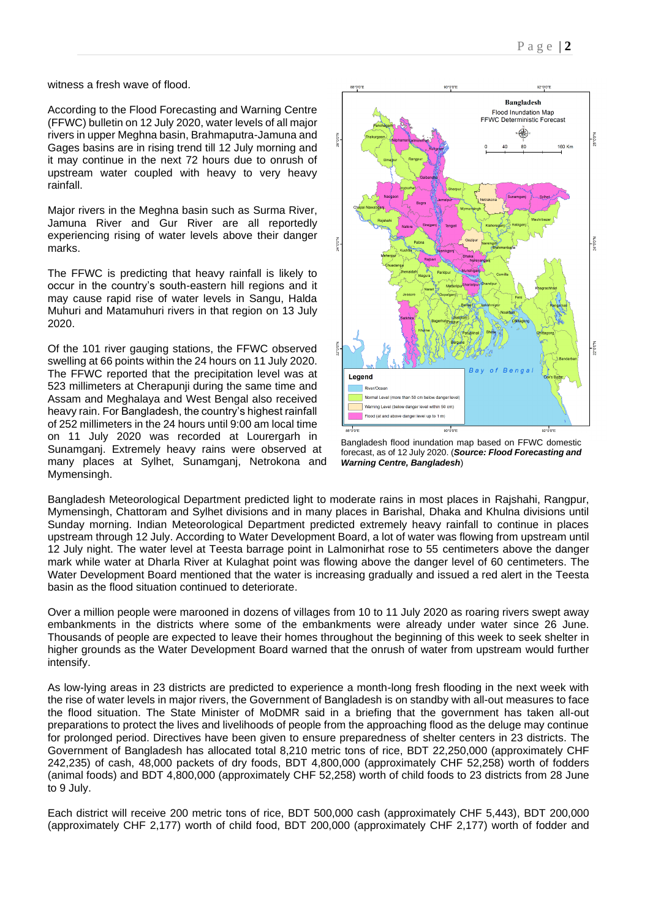witness a fresh wave of flood.

According to the Flood Forecasting and Warning Centre (FFWC) bulletin on 12 July 2020, water levels of all major rivers in upper Meghna basin, Brahmaputra-Jamuna and Gages basins are in rising trend till 12 July morning and it may continue in the next 72 hours due to onrush of upstream water coupled with heavy to very heavy rainfall.

Major rivers in the Meghna basin such as Surma River, Jamuna River and Gur River are all reportedly experiencing rising of water levels above their danger marks.

The FFWC is predicting that heavy rainfall is likely to occur in the country's south-eastern hill regions and it may cause rapid rise of water levels in Sangu, Halda Muhuri and Matamuhuri rivers in that region on 13 July 2020.

Of the 101 river gauging stations, the FFWC observed swelling at 66 points within the 24 hours on 11 July 2020. The FFWC reported that the precipitation level was at 523 millimeters at Cherapunji during the same time and Assam and Meghalaya and West Bengal also received heavy rain. For Bangladesh, the country's highest rainfall of 252 millimeters in the 24 hours until 9:00 am local time on 11 July 2020 was recorded at Lourergarh in Sunamganj. Extremely heavy rains were observed at many places at Sylhet, Sunamganj, Netrokona and Mymensingh.

Bangladesh flood inundation map based on FFWC domestic forecast, as of 12 July 2020. (***Source: Flood Forecasting and Warning Centre, Bangladesh***)

Bangladesh Meteorological Department predicted light to moderate rains in most places in Rajshahi, Rangpur, Mymensingh, Chattoram and Sylhet divisions and in many places in Barishal, Dhaka and Khulna divisions until Sunday morning. Indian Meteorological Department predicted extremely heavy rainfall to continue in places upstream through 12 July. According to Water Development Board, a lot of water was flowing from upstream until 12 July night. The water level at Teesta barrage point in Lalmonirhat rose to 55 centimeters above the danger mark while water at Dharla River at Kulaghat point was flowing above the danger level of 60 centimeters. The Water Development Board mentioned that the water is increasing gradually and issued a red alert in the Teesta basin as the flood situation continued to deteriorate.

Over a million people were marooned in dozens of villages from 10 to 11 July 2020 as roaring rivers swept away embankments in the districts where some of the embankments were already under water since 26 June. Thousands of people are expected to leave their homes throughout the beginning of this week to seek shelter in higher grounds as the Water Development Board warned that the onrush of water from upstream would further intensify.

As low-lying areas in 23 districts are predicted to experience a month-long fresh flooding in the next week with the rise of water levels in major rivers, the Government of Bangladesh is on standby with all-out measures to face the flood situation. The State Minister of MoDMR said in a briefing that the government has taken all-out preparations to protect the lives and livelihoods of people from the approaching flood as the deluge may continue for prolonged period. Directives have been given to ensure preparedness of shelter centers in 23 districts. The Government of Bangladesh has allocated total 8,210 metric tons of rice, BDT 22,250,000 (approximately CHF 242,235) of cash, 48,000 packets of dry foods, BDT 4,800,000 (approximately CHF 52,258) worth of fodders (animal foods) and BDT 4,800,000 (approximately CHF 52,258) worth of child foods to 23 districts from 28 June to 9 July.

Each district will receive 200 metric tons of rice, BDT 500,000 cash (approximately CHF 5,443), BDT 200,000 (approximately CHF 2,177) worth of child food, BDT 200,000 (approximately CHF 2,177) worth of fodder and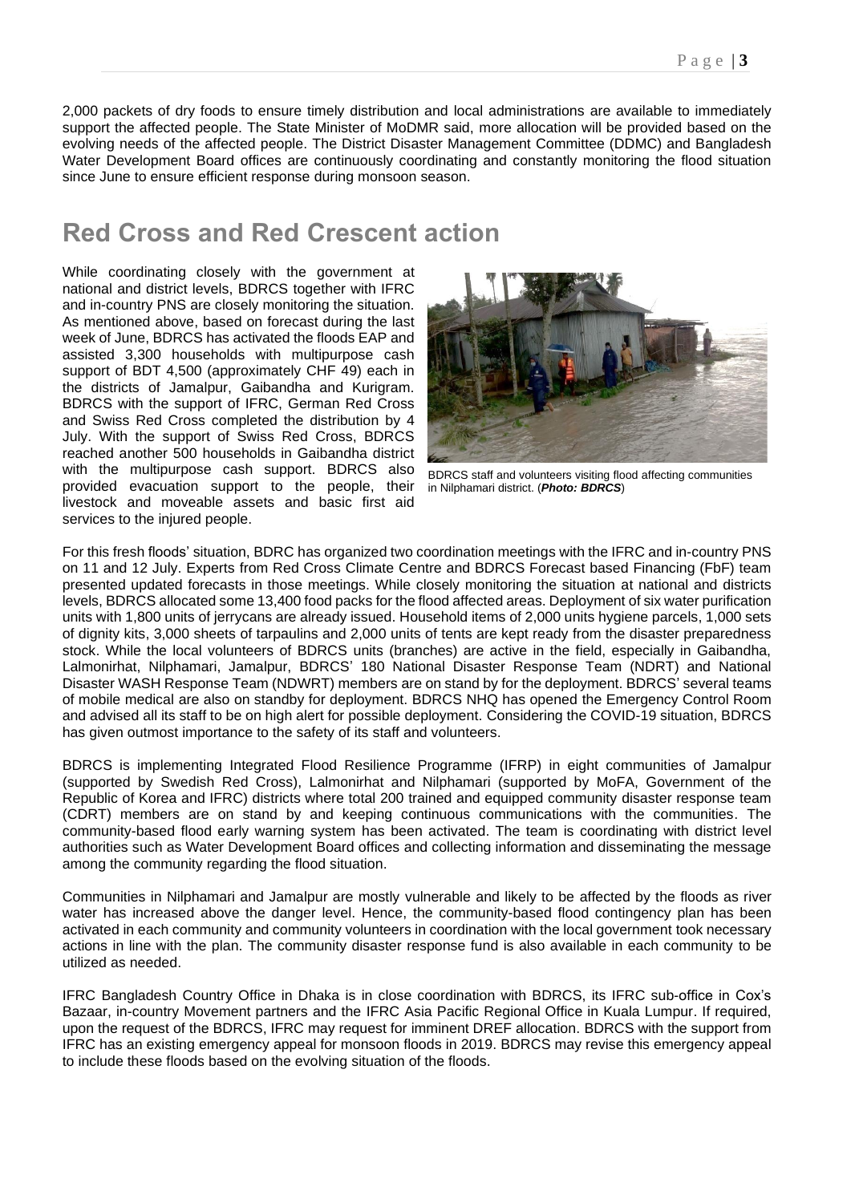2,000 packets of dry foods to ensure timely distribution and local administrations are available to immediately support the affected people. The State Minister of MoDMR said, more allocation will be provided based on the evolving needs of the affected people. The District Disaster Management Committee (DDMC) and Bangladesh Water Development Board offices are continuously coordinating and constantly monitoring the flood situation since June to ensure efficient response during monsoon season.

# Red Cross and Red Crescent action

While coordinating closely with the government at national and district levels, BDRCS together with IFRC and in-country PNS are closely monitoring the situation. As mentioned above, based on forecast during the last week of June, BDRCS has activated the floods EAP and assisted 3,300 households with multipurpose cash support of BDT 4,500 (approximately CHF 49) each in the districts of Jamalpur, Gaibandha and Kurigram. BDRCS with the support of IFRC, German Red Cross and Swiss Red Cross completed the distribution by 4 July. With the support of Swiss Red Cross, BDRCS reached another 500 households in Gaibandha district with the multipurpose cash support. BDRCS also provided evacuation support to the people, their livestock and moveable assets and basic first aid services to the injured people.

BDRCS staff and volunteers visiting flood affecting communities in Nilphamari district. (***Photo: BDRCS***)

For this fresh floods' situation, BDRC has organized two coordination meetings with the IFRC and in-country PNS on 11 and 12 July. Experts from Red Cross Climate Centre and BDRCS Forecast based Financing (FbF) team presented updated forecasts in those meetings. While closely monitoring the situation at national and districts levels, BDRCS allocated some 13,400 food packs for the flood affected areas. Deployment of six water purification units with 1,800 units of jerrycans are already issued. Household items of 2,000 units hygiene parcels, 1,000 sets of dignity kits, 3,000 sheets of tarpaulins and 2,000 units of tents are kept ready from the disaster preparedness stock. While the local volunteers of BDRCS units (branches) are active in the field, especially in Gaibandha, Lalmonirhat, Nilphamari, Jamalpur, BDRCS' 180 National Disaster Response Team (NDRT) and National Disaster WASH Response Team (NDWRT) members are on stand by for the deployment. BDRCS' several teams of mobile medical are also on standby for deployment. BDRCS NHQ has opened the Emergency Control Room and advised all its staff to be on high alert for possible deployment. Considering the COVID-19 situation, BDRCS has given outmost importance to the safety of its staff and volunteers.

BDRCS is implementing Integrated Flood Resilience Programme (IFRP) in eight communities of Jamalpur (supported by Swedish Red Cross), Lalmonirhat and Nilphamari (supported by MoFA, Government of the Republic of Korea and IFRC) districts where total 200 trained and equipped community disaster response team (CDRT) members are on stand by and keeping continuous communications with the communities. The community-based flood early warning system has been activated. The team is coordinating with district level authorities such as Water Development Board offices and collecting information and disseminating the message among the community regarding the flood situation.

Communities in Nilphamari and Jamalpur are mostly vulnerable and likely to be affected by the floods as river water has increased above the danger level. Hence, the community-based flood contingency plan has been activated in each community and community volunteers in coordination with the local government took necessary actions in line with the plan. The community disaster response fund is also available in each community to be utilized as needed.

IFRC Bangladesh Country Office in Dhaka is in close coordination with BDRCS, its IFRC sub-office in Cox's Bazaar, in-country Movement partners and the IFRC Asia Pacific Regional Office in Kuala Lumpur. If required, upon the request of the BDRCS, IFRC may request for imminent DREF allocation. BDRCS with the support from IFRC has an existing emergency appeal for monsoon floods in 2019. BDRCS may revise this emergency appeal to include these floods based on the evolving situation of the floods.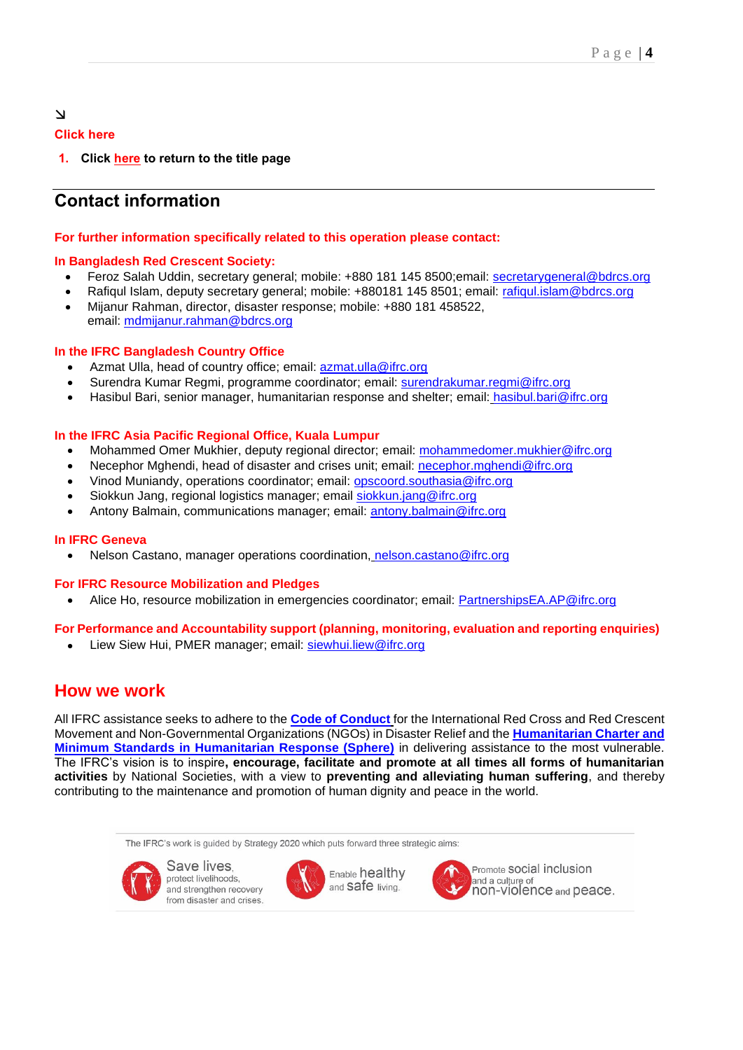↘
**Click here**

1. **Click here to return to the title page**

## Contact information

**For further information specifically related to this operation please contact:**

**In Bangladesh Red Crescent Society:**

- Feroz Salah Uddin, secretary general; mobile: +880 181 145 8500;email: secretarygeneral@bdrcs.org
- Rafiqul Islam, deputy secretary general; mobile: +880181 145 8501; email: rafiqul.islam@bdrcs.org
- Mijanur Rahman, director, disaster response; mobile: +880 181 458522, email: mdmijanur.rahman@bdrcs.org

**In the IFRC Bangladesh Country Office**

- Azmat Ulla, head of country office; email: azmat.ulla@ifrc.org
- Surendra Kumar Regmi, programme coordinator; email: surendrakumar.regmi@ifrc.org
- Hasibul Bari, senior manager, humanitarian response and shelter; email: hasibul.bari@ifrc.org

**In the IFRC Asia Pacific Regional Office, Kuala Lumpur**

- Mohammed Omer Mukhier, deputy regional director; email: mohammedomer.mukhier@ifrc.org
- Necephor Mghendi, head of disaster and crises unit; email: necephor.mghendi@ifrc.org
- Vinod Muniandy, operations coordinator; email: opscoord.southasia@ifrc.org
- Siokkun Jang, regional logistics manager; email siokkun.jang@ifrc.org
- Antony Balmain, communications manager; email: antony.balmain@ifrc.org

**In IFRC Geneva**

- Nelson Castano, manager operations coordination, nelson.castano@ifrc.org

**For IFRC Resource Mobilization and Pledges**

- Alice Ho, resource mobilization in emergencies coordinator; email: PartnershipsEA.AP@ifrc.org

**For Performance and Accountability support (planning, monitoring, evaluation and reporting enquiries)**

- Liew Siew Hui, PMER manager; email: siewhui.liew@ifrc.org

## How we work

All IFRC assistance seeks to adhere to the **Code of Conduct** for the International Red Cross and Red Crescent Movement and Non-Governmental Organizations (NGOs) in Disaster Relief and the **Humanitarian Charter and Minimum Standards in Humanitarian Response (Sphere)** in delivering assistance to the most vulnerable. The IFRC's vision is to inspire**, encourage, facilitate and promote at all times all forms of humanitarian activities** by National Societies, with a view to **preventing and alleviating human suffering**, and thereby contributing to the maintenance and promotion of human dignity and peace in the world.

The IFRC's work is guided by Strategy 2020 which puts forward three strategic aims:

Save lives, protect livelihoods, and strengthen recovery from disaster and crises.

Enable healthy and safe living.

Promote social inclusion and a culture of non-violence and peace.